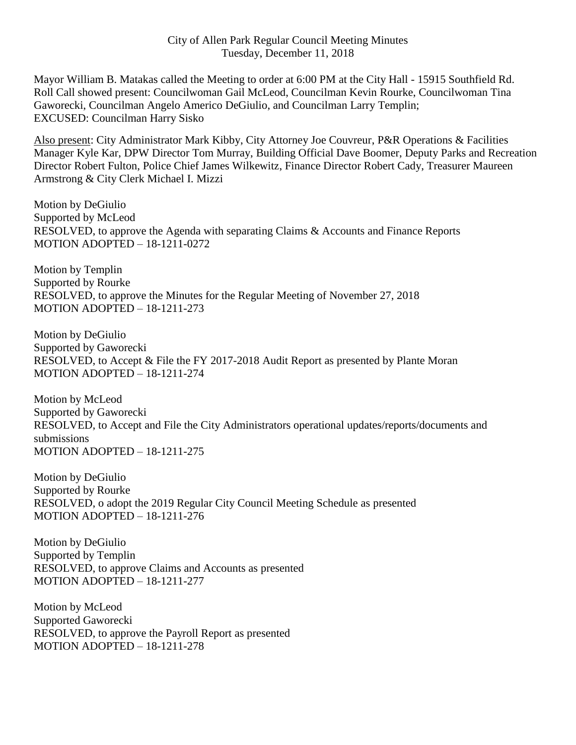City of Allen Park Regular Council Meeting Minutes
Tuesday, December 11, 2018

Mayor William B. Matakas called the Meeting to order at 6:00 PM at the City Hall - 15915 Southfield Rd. Roll Call showed present: Councilwoman Gail McLeod, Councilman Kevin Rourke, Councilwoman Tina Gaworecki, Councilman Angelo Americo DeGiulio, and Councilman Larry Templin;
EXCUSED: Councilman Harry Sisko

Also present: City Administrator Mark Kibby, City Attorney Joe Couvreur, P&R Operations & Facilities Manager Kyle Kar, DPW Director Tom Murray, Building Official Dave Boomer, Deputy Parks and Recreation Director Robert Fulton, Police Chief James Wilkewitz, Finance Director Robert Cady, Treasurer Maureen Armstrong & City Clerk Michael I. Mizzi

Motion by DeGiulio
Supported by McLeod
RESOLVED, to approve the Agenda with separating Claims & Accounts and Finance Reports
MOTION ADOPTED – 18-1211-0272

Motion by Templin
Supported by Rourke
RESOLVED, to approve the Minutes for the Regular Meeting of November 27, 2018
MOTION ADOPTED – 18-1211-273

Motion by DeGiulio
Supported by Gaworecki
RESOLVED, to Accept & File the FY 2017-2018 Audit Report as presented by Plante Moran
MOTION ADOPTED – 18-1211-274

Motion by McLeod
Supported by Gaworecki
RESOLVED, to Accept and File the City Administrators operational updates/reports/documents and submissions
MOTION ADOPTED – 18-1211-275

Motion by DeGiulio
Supported by Rourke
RESOLVED, o adopt the 2019 Regular City Council Meeting Schedule as presented
MOTION ADOPTED – 18-1211-276

Motion by DeGiulio
Supported by Templin
RESOLVED, to approve Claims and Accounts as presented
MOTION ADOPTED – 18-1211-277

Motion by McLeod
Supported Gaworecki
RESOLVED, to approve the Payroll Report as presented
MOTION ADOPTED – 18-1211-278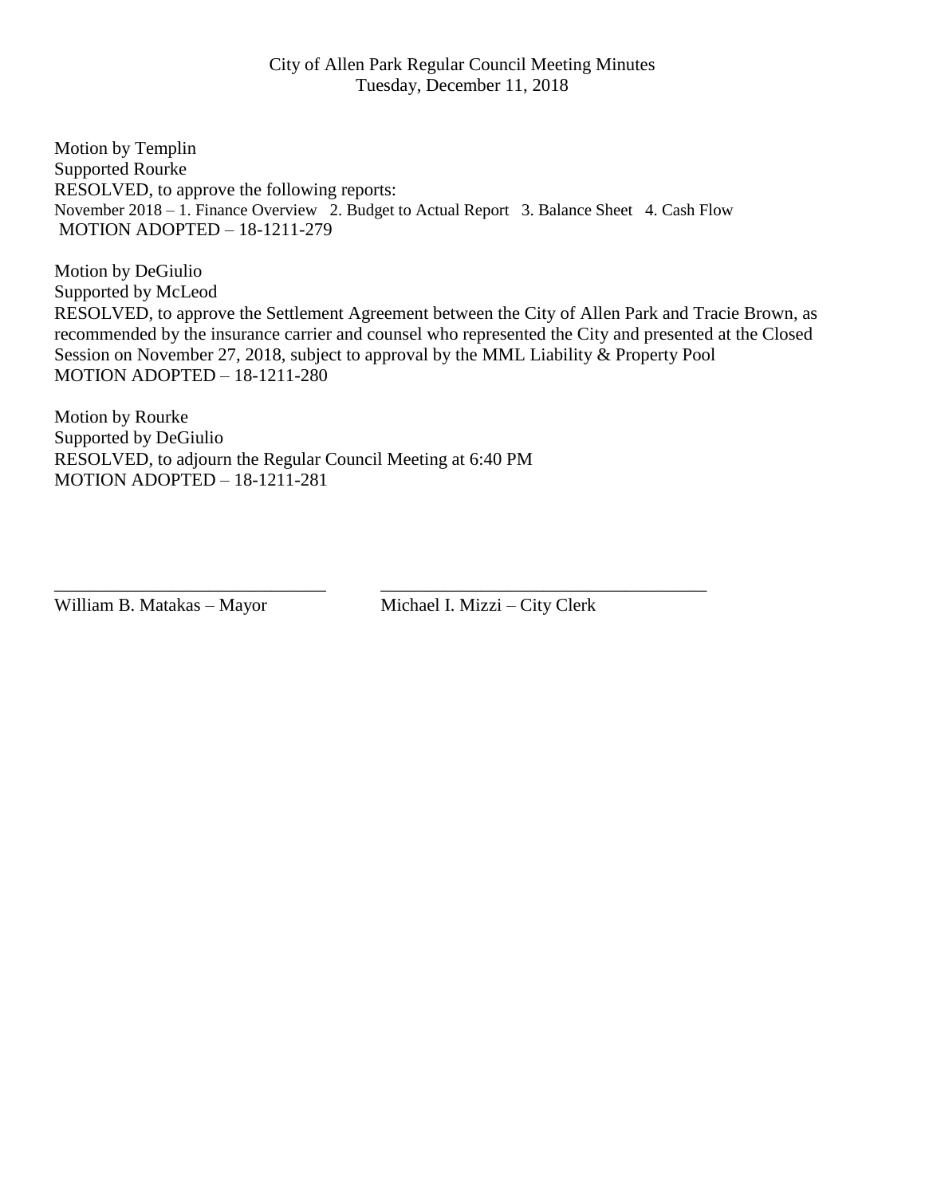City of Allen Park Regular Council Meeting Minutes
Tuesday, December 11, 2018

Motion by Templin
Supported Rourke
RESOLVED, to approve the following reports:
November 2018 – 1. Finance Overview 2. Budget to Actual Report 3. Balance Sheet 4. Cash Flow
MOTION ADOPTED – 18-1211-279

Motion by DeGiulio
Supported by McLeod
RESOLVED, to approve the Settlement Agreement between the City of Allen Park and Tracie Brown, as recommended by the insurance carrier and counsel who represented the City and presented at the Closed Session on November 27, 2018, subject to approval by the MML Liability & Property Pool
MOTION ADOPTED – 18-1211-280

Motion by Rourke
Supported by DeGiulio
RESOLVED, to adjourn the Regular Council Meeting at 6:40 PM
MOTION ADOPTED – 18-1211-281

______________________________ ____________________________________
William B. Matakas – Mayor Michael I. Mizzi – City Clerk